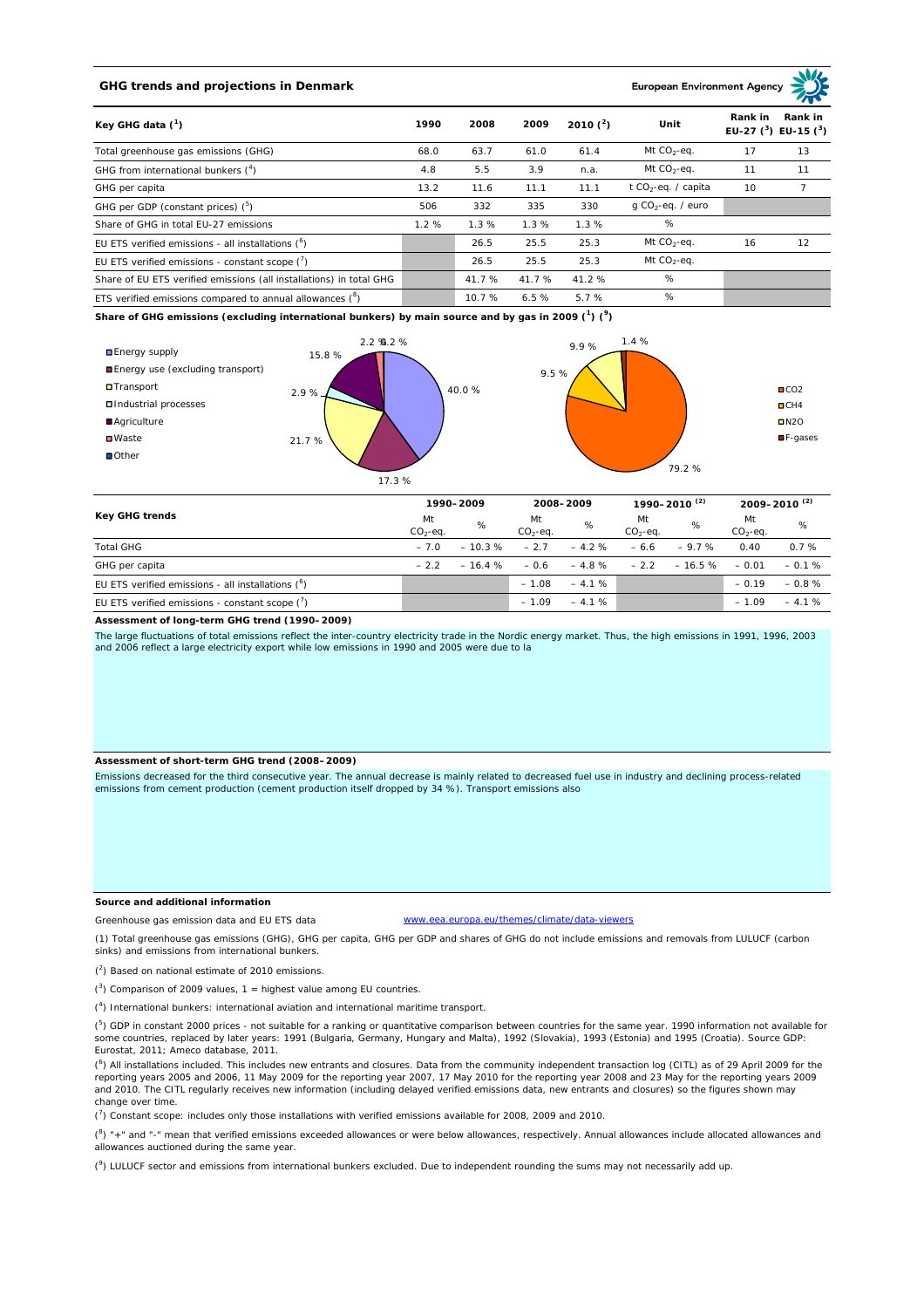## GHG trends and projections in Denmark

European Environment Agency

| Key GHG data (1) | 1990 | 2008 | 2009 | 2010 (2) | Unit | Rank in EU-27 (3) | Rank in EU-15 (3) |
|---|---|---|---|---|---|---|---|
| Total greenhouse gas emissions (GHG) | 68.0 | 63.7 | 61.0 | 61.4 | Mt $CO_2$-eq. | 17 | 13 |
| GHG from international bunkers (4) | 4.8 | 5.5 | 3.9 | n.a. | Mt $CO_2$-eq. | 11 | 11 |
| GHG per capita | 13.2 | 11.6 | 11.1 | 11.1 | t $CO_2$-eq. / capita | 10 | 7 |
| GHG per GDP (constant prices) (5) | 506 | 332 | 335 | 330 | g $CO_2$-eq. / euro | | |
| Share of GHG in total EU-27 emissions | 1.2 % | 1.3 % | 1.3 % | 1.3 % | % | | |
| EU ETS verified emissions - all installations (6) | | 26.5 | 25.5 | 25.3 | Mt $CO_2$-eq. | 16 | 12 |
| EU ETS verified emissions - constant scope (7) | | 26.5 | 25.5 | 25.3 | Mt $CO_2$-eq. | | |
| Share of EU ETS verified emissions (all installations) in total GHG | | 41.7 % | 41.7 % | 41.2 % | % | | |
| ETS verified emissions compared to annual allowances (8) | | 10.7 % | 6.5 % | 5.7 % | % | | |

**Share of GHG emissions (excluding international bunkers) by main source and by gas in 2009 (1) (9)**

Energy supply 40.0 %; Energy use (excluding transport) 17.3 %; Transport 21.7 %; Industrial processes 2.9 %; Agriculture 15.8 %; Waste 2.2 %; Other 0.2 %

$CO_2$ 79.2 %; $CH_4$ 9.5 %; $N_2O$ 9.9 %; F-gases 1.4 %

| Key GHG trends | 1990–2009 | | 2008–2009 | | 1990–2010 (2) | | 2009–2010 (2) | |
|---|---|---|---|---|---|---|---|---|
| | Mt $CO_2$-eq. | % | Mt $CO_2$-eq. | % | Mt $CO_2$-eq. | % | Mt $CO_2$-eq. | % |
| Total GHG | – 7.0 | – 10.3 % | – 2.7 | – 4.2 % | – 6.6 | – 9.7 % | 0.40 | 0.7 % |
| GHG per capita | – 2.2 | – 16.4 % | – 0.6 | – 4.8 % | – 2.2 | – 16.5 % | – 0.01 | – 0.1 % |
| EU ETS verified emissions - all installations (6) | | | – 1.08 | – 4.1 % | | | – 0.19 | – 0.8 % |
| EU ETS verified emissions - constant scope (7) | | | – 1.09 | – 4.1 % | | | – 1.09 | – 4.1 % |

**Assessment of long-term GHG trend (1990–2009)**

The large fluctuations of total emissions reflect the inter-country electricity trade in the Nordic energy market. Thus, the high emissions in 1991, 1996, 2003 and 2006 reflect a large electricity export while low emissions in 1990 and 2005 were due to la

**Assessment of short-term GHG trend (2008–2009)**

Emissions decreased for the third consecutive year. The annual decrease is mainly related to decreased fuel use in industry and declining process-related emissions from cement production (cement production itself dropped by 34 %). Transport emissions also

**Source and additional information**

Greenhouse gas emission data and EU ETS data www.eea.europa.eu/themes/climate/data-viewers

(1) Total greenhouse gas emissions (GHG), GHG per capita, GHG per GDP and shares of GHG do not include emissions and removals from LULUCF (carbon sinks) and emissions from international bunkers.

(2) Based on national estimate of 2010 emissions.

(3) Comparison of 2009 values, 1 = highest value among EU countries.

(4) International bunkers: international aviation and international maritime transport.

(5) GDP in constant 2000 prices - not suitable for a ranking or quantitative comparison between countries for the same year. 1990 information not available for some countries, replaced by later years: 1991 (Bulgaria, Germany, Hungary and Malta), 1992 (Slovakia), 1993 (Estonia) and 1995 (Croatia). Source GDP: Eurostat, 2011; Ameco database, 2011.

(6) All installations included. This includes new entrants and closures. Data from the community independent transaction log (CITL) as of 29 April 2009 for the reporting years 2005 and 2006, 11 May 2009 for the reporting year 2007, 17 May 2010 for the reporting year 2008 and 23 May for the reporting years 2009 and 2010. The CITL regularly receives new information (including delayed verified emissions data, new entrants and closures) so the figures shown may change over time.

(7) Constant scope: includes only those installations with verified emissions available for 2008, 2009 and 2010.

(8) "+" and "-" mean that verified emissions exceeded allowances or were below allowances, respectively. Annual allowances include allocated allowances and allowances auctioned during the same year.

(9) LULUCF sector and emissions from international bunkers excluded. Due to independent rounding the sums may not necessarily add up.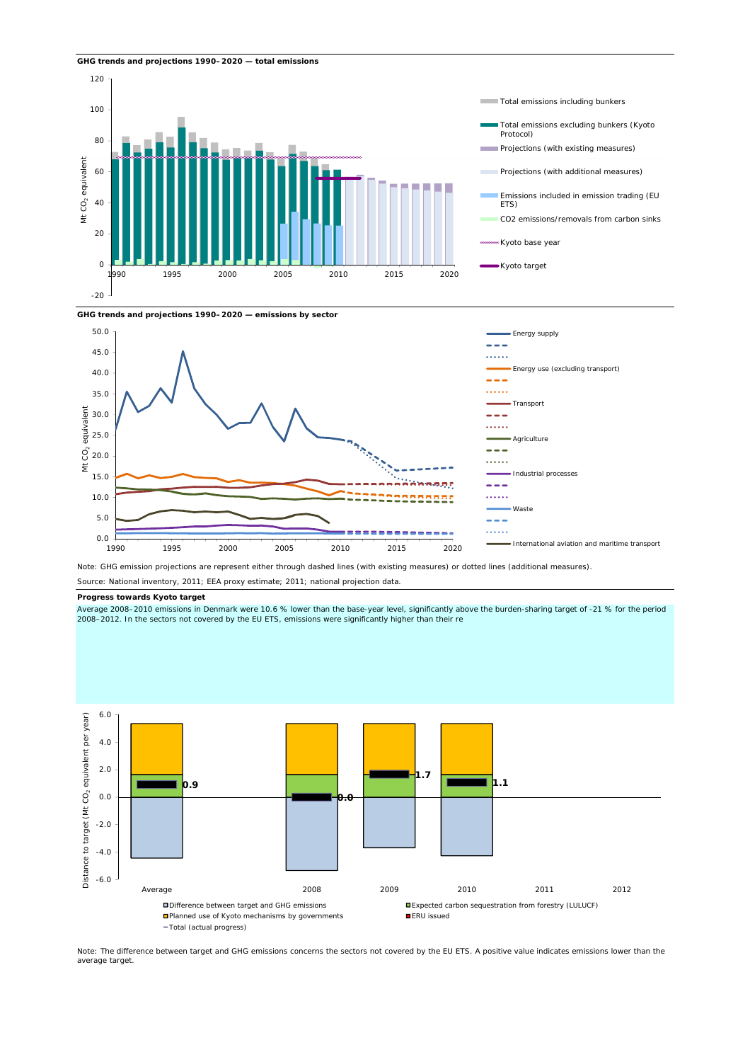**GHG trends and projections 1990–2020 — total emissions**

120
100
80
60
40
20
0
-20

Mt $CO_2$ equivalent

1990
1995
2000
2005
2010
2015
2020

Total emissions including bunkers
Total emissions excluding bunkers (Kyoto Protocol)
Projections (with existing measures)
Projections (with additional measures)
Emissions included in emission trading (EU ETS)
CO2 emissions/removals from carbon sinks
Kyoto base year
Kyoto target

**GHG trends and projections 1990–2020 — emissions by sector**

50.0
45.0
40.0
35.0
30.0
25.0
20.0
15.0
10.0
5.0
0.0

Mt $CO_2$ equivalent

1990
1995
2000
2005
2010
2015
2020

Energy supply
Energy use (excluding transport)
Transport
Agriculture
Industrial processes
Waste
International aviation and maritime transport

Note: GHG emission projections are represent either through dashed lines (with existing measures) or dotted lines (additional measures).

Source: National inventory, 2011; EEA proxy estimate; 2011; national projection data.

**Progress towards Kyoto target**

Average 2008–2010 emissions in Denmark were 10.6 % lower than the base-year level, significantly above the burden-sharing target of -21 % for the period 2008–2012. In the sectors not covered by the EU ETS, emissions were significantly higher than their re

6.0
4.0
2.0
0.0
-2.0
-4.0
-6.0

Distance to target (Mt $CO_2$ equivalent per year)

0.9
0.0
1.7
1.1

Average
2008
2009
2010
2011
2012

Difference between target and GHG emissions
Expected carbon sequestration from forestry (LULUCF)
Planned use of Kyoto mechanisms by governments
ERU issued
Total (actual progress)

Note: The difference between target and GHG emissions concerns the sectors not covered by the EU ETS. A positive value indicates emissions lower than the average target.